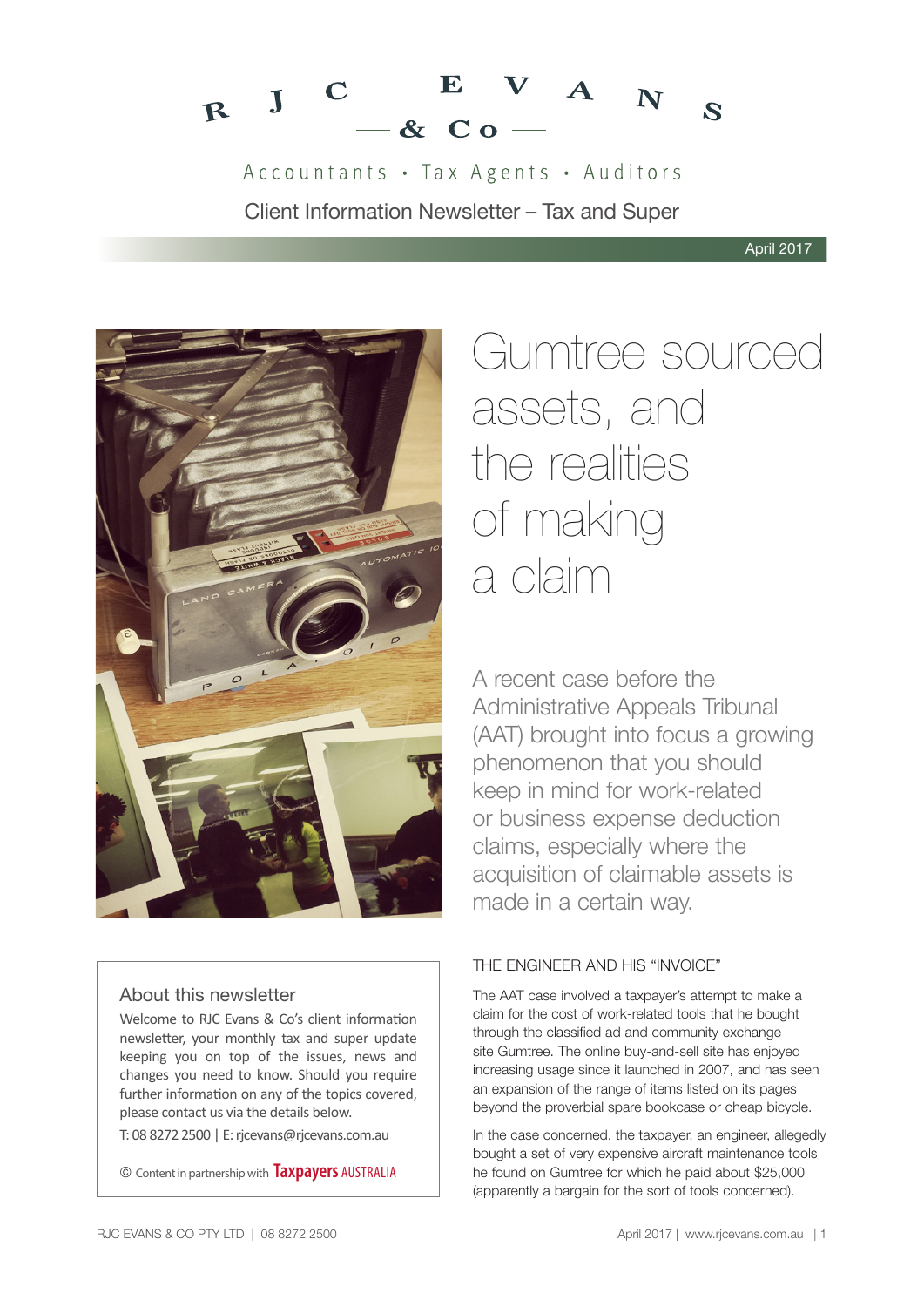# RJC EVANS & Co

Accountants • Tax Agents • Auditors

Client Information Newsletter – Tax and Super

April 2017

# Gumtree sourced assets, and the realities of making a claim

A recent case before the Administrative Appeals Tribunal (AAT) brought into focus a growing phenomenon that you should keep in mind for work-related or business expense deduction claims, especially where the acquisition of claimable assets is made in a certain way.

## About this newsletter

Welcome to RJC Evans & Co's client information newsletter, your monthly tax and super update keeping you on top of the issues, news and changes you need to know. Should you require further information on any of the topics covered, please contact us via the details below.

T: 08 8272 2500 | E: rjcevans@rjcevans.com.au

© Content in partnership with Taxpayers AUSTRALIA

### THE ENGINEER AND HIS "INVOICE"

The AAT case involved a taxpayer's attempt to make a claim for the cost of work-related tools that he bought through the classified ad and community exchange site Gumtree. The online buy-and-sell site has enjoyed increasing usage since it launched in 2007, and has seen an expansion of the range of items listed on its pages beyond the proverbial spare bookcase or cheap bicycle.

In the case concerned, the taxpayer, an engineer, allegedly bought a set of very expensive aircraft maintenance tools he found on Gumtree for which he paid about $25,000 (apparently a bargain for the sort of tools concerned).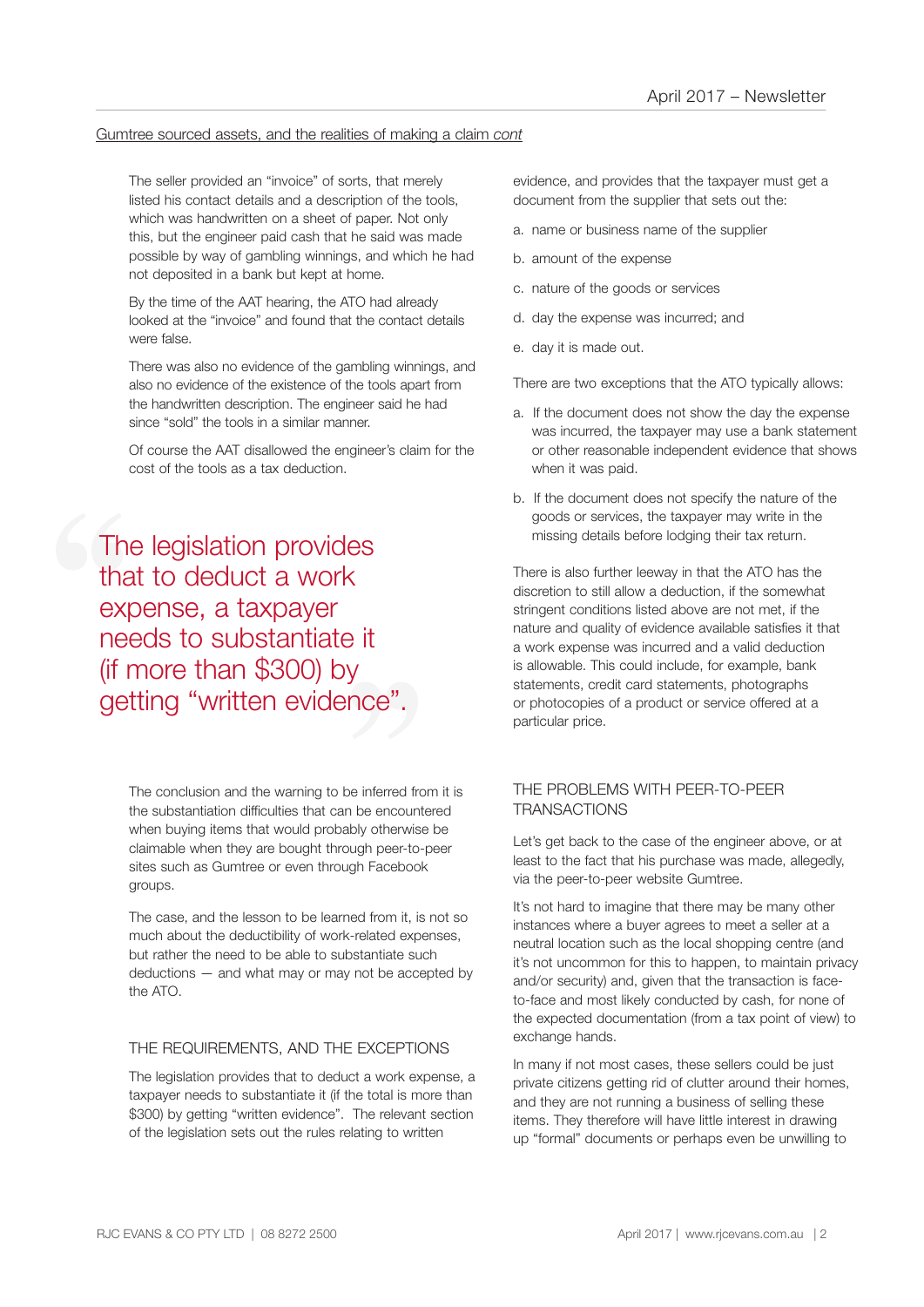Gumtree sourced assets, and the realities of making a claim *cont*

The seller provided an "invoice" of sorts, that merely listed his contact details and a description of the tools, which was handwritten on a sheet of paper. Not only this, but the engineer paid cash that he said was made possible by way of gambling winnings, and which he had not deposited in a bank but kept at home.

By the time of the AAT hearing, the ATO had already looked at the "invoice" and found that the contact details were false.

There was also no evidence of the gambling winnings, and also no evidence of the existence of the tools apart from the handwritten description. The engineer said he had since "sold" the tools in a similar manner.

Of course the AAT disallowed the engineer's claim for the cost of the tools as a tax deduction.

> The legislation provides that to deduct a work expense, a taxpayer needs to substantiate it (if more than $300) by getting "written evidence".

The conclusion and the warning to be inferred from it is the substantiation difficulties that can be encountered when buying items that would probably otherwise be claimable when they are bought through peer-to-peer sites such as Gumtree or even through Facebook groups.

The case, and the lesson to be learned from it, is not so much about the deductibility of work-related expenses, but rather the need to be able to substantiate such deductions — and what may or may not be accepted by the ATO.

## THE REQUIREMENTS, AND THE EXCEPTIONS

The legislation provides that to deduct a work expense, a taxpayer needs to substantiate it (if the total is more than $300) by getting "written evidence". The relevant section of the legislation sets out the rules relating to written evidence, and provides that the taxpayer must get a document from the supplier that sets out the:

a. name or business name of the supplier
b. amount of the expense
c. nature of the goods or services
d. day the expense was incurred; and
e. day it is made out.

There are two exceptions that the ATO typically allows:

a. If the document does not show the day the expense was incurred, the taxpayer may use a bank statement or other reasonable independent evidence that shows when it was paid.
b. If the document does not specify the nature of the goods or services, the taxpayer may write in the missing details before lodging their tax return.

There is also further leeway in that the ATO has the discretion to still allow a deduction, if the somewhat stringent conditions listed above are not met, if the nature and quality of evidence available satisfies it that a work expense was incurred and a valid deduction is allowable. This could include, for example, bank statements, credit card statements, photographs or photocopies of a product or service offered at a particular price.

## THE PROBLEMS WITH PEER-TO-PEER TRANSACTIONS

Let's get back to the case of the engineer above, or at least to the fact that his purchase was made, allegedly, via the peer-to-peer website Gumtree.

It's not hard to imagine that there may be many other instances where a buyer agrees to meet a seller at a neutral location such as the local shopping centre (and it's not uncommon for this to happen, to maintain privacy and/or security) and, given that the transaction is face-to-face and most likely conducted by cash, for none of the expected documentation (from a tax point of view) to exchange hands.

In many if not most cases, these sellers could be just private citizens getting rid of clutter around their homes, and they are not running a business of selling these items. They therefore will have little interest in drawing up "formal" documents or perhaps even be unwilling to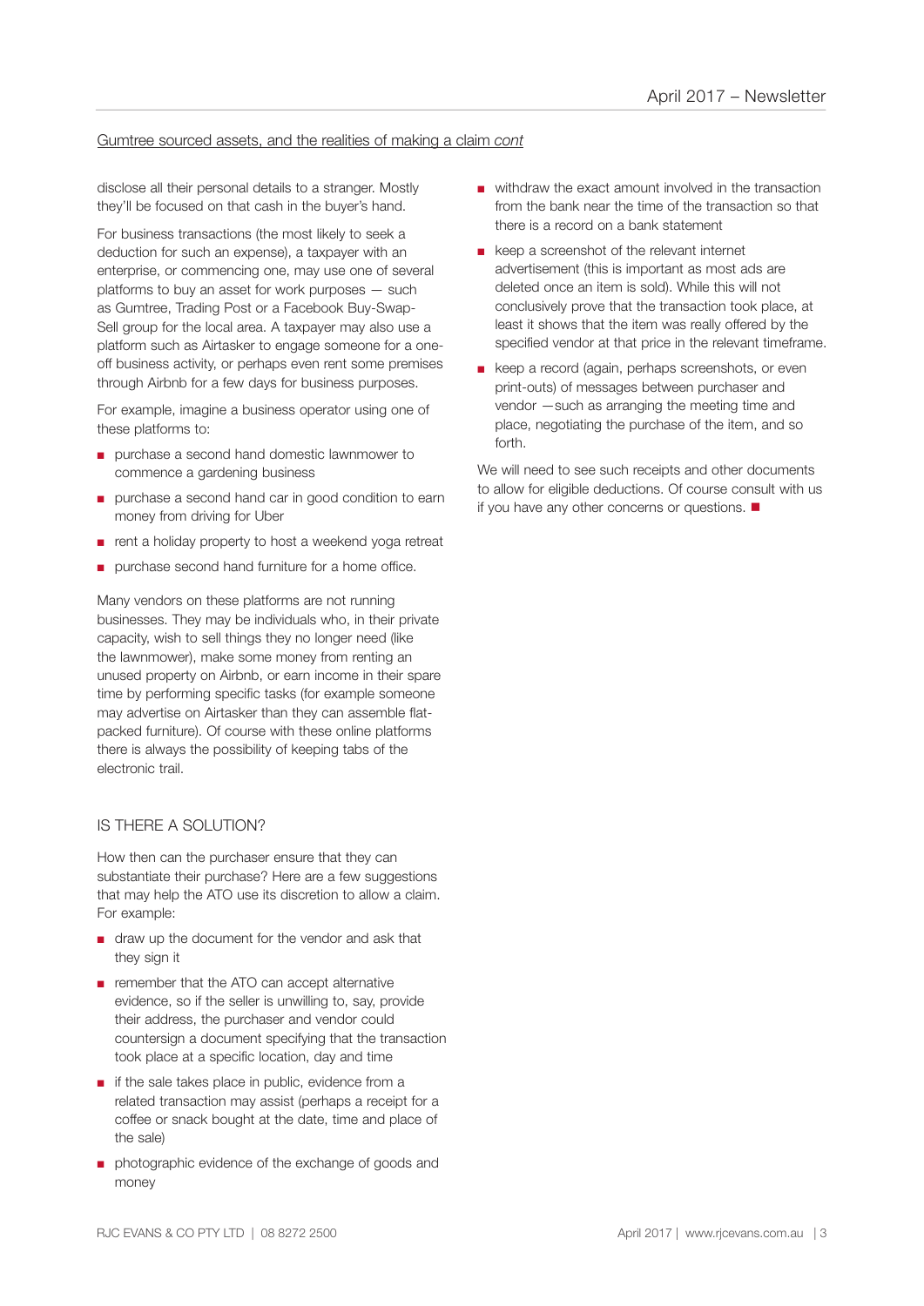Gumtree sourced assets, and the realities of making a claim *cont*

disclose all their personal details to a stranger. Mostly they'll be focused on that cash in the buyer's hand.

For business transactions (the most likely to seek a deduction for such an expense), a taxpayer with an enterprise, or commencing one, may use one of several platforms to buy an asset for work purposes — such as Gumtree, Trading Post or a Facebook Buy-Swap-Sell group for the local area. A taxpayer may also use a platform such as Airtasker to engage someone for a one-off business activity, or perhaps even rent some premises through Airbnb for a few days for business purposes.

For example, imagine a business operator using one of these platforms to:

- purchase a second hand domestic lawnmower to commence a gardening business
- purchase a second hand car in good condition to earn money from driving for Uber
- rent a holiday property to host a weekend yoga retreat
- purchase second hand furniture for a home office.

Many vendors on these platforms are not running businesses. They may be individuals who, in their private capacity, wish to sell things they no longer need (like the lawnmower), make some money from renting an unused property on Airbnb, or earn income in their spare time by performing specific tasks (for example someone may advertise on Airtasker than they can assemble flat-packed furniture). Of course with these online platforms there is always the possibility of keeping tabs of the electronic trail.

## IS THERE A SOLUTION?

How then can the purchaser ensure that they can substantiate their purchase? Here are a few suggestions that may help the ATO use its discretion to allow a claim. For example:

- draw up the document for the vendor and ask that they sign it
- remember that the ATO can accept alternative evidence, so if the seller is unwilling to, say, provide their address, the purchaser and vendor could countersign a document specifying that the transaction took place at a specific location, day and time
- if the sale takes place in public, evidence from a related transaction may assist (perhaps a receipt for a coffee or snack bought at the date, time and place of the sale)
- photographic evidence of the exchange of goods and money
- withdraw the exact amount involved in the transaction from the bank near the time of the transaction so that there is a record on a bank statement
- keep a screenshot of the relevant internet advertisement (this is important as most ads are deleted once an item is sold). While this will not conclusively prove that the transaction took place, at least it shows that the item was really offered by the specified vendor at that price in the relevant timeframe.
- keep a record (again, perhaps screenshots, or even print-outs) of messages between purchaser and vendor —such as arranging the meeting time and place, negotiating the purchase of the item, and so forth.

We will need to see such receipts and other documents to allow for eligible deductions. Of course consult with us if you have any other concerns or questions. ■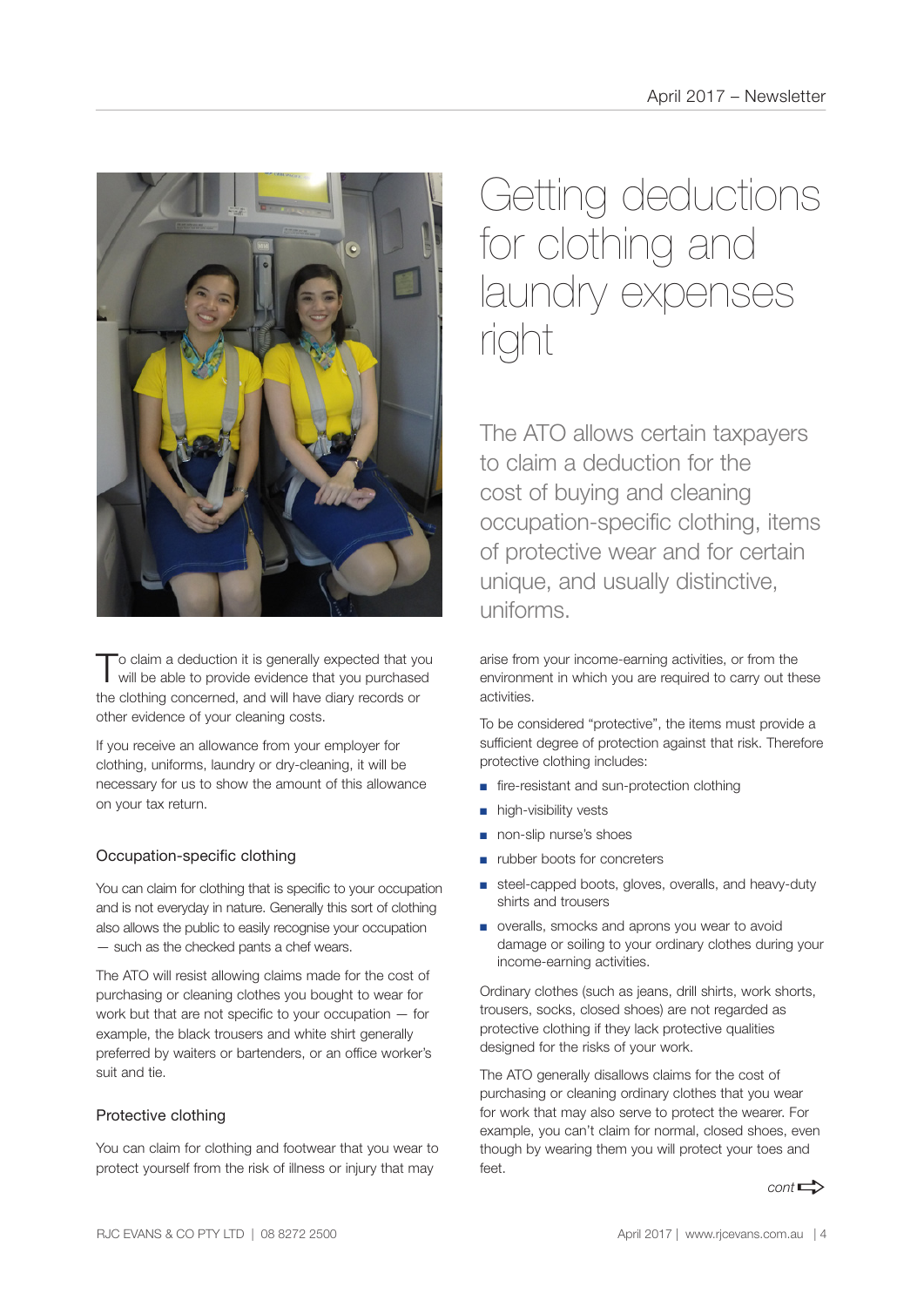# Getting deductions for clothing and laundry expenses right

The ATO allows certain taxpayers to claim a deduction for the cost of buying and cleaning occupation-specific clothing, items of protective wear and for certain unique, and usually distinctive, uniforms.

To claim a deduction it is generally expected that you will be able to provide evidence that you purchased the clothing concerned, and will have diary records or other evidence of your cleaning costs.

If you receive an allowance from your employer for clothing, uniforms, laundry or dry-cleaning, it will be necessary for us to show the amount of this allowance on your tax return.

## Occupation-specific clothing

You can claim for clothing that is specific to your occupation and is not everyday in nature. Generally this sort of clothing also allows the public to easily recognise your occupation — such as the checked pants a chef wears.

The ATO will resist allowing claims made for the cost of purchasing or cleaning clothes you bought to wear for work but that are not specific to your occupation — for example, the black trousers and white shirt generally preferred by waiters or bartenders, or an office worker's suit and tie.

## Protective clothing

You can claim for clothing and footwear that you wear to protect yourself from the risk of illness or injury that may arise from your income-earning activities, or from the environment in which you are required to carry out these activities.

To be considered "protective", the items must provide a sufficient degree of protection against that risk. Therefore protective clothing includes:

- fire-resistant and sun-protection clothing
- high-visibility vests
- non-slip nurse's shoes
- rubber boots for concreters
- steel-capped boots, gloves, overalls, and heavy-duty shirts and trousers
- overalls, smocks and aprons you wear to avoid damage or soiling to your ordinary clothes during your income-earning activities.

Ordinary clothes (such as jeans, drill shirts, work shorts, trousers, socks, closed shoes) are not regarded as protective clothing if they lack protective qualities designed for the risks of your work.

The ATO generally disallows claims for the cost of purchasing or cleaning ordinary clothes that you wear for work that may also serve to protect the wearer. For example, you can't claim for normal, closed shoes, even though by wearing them you will protect your toes and feet.

*cont*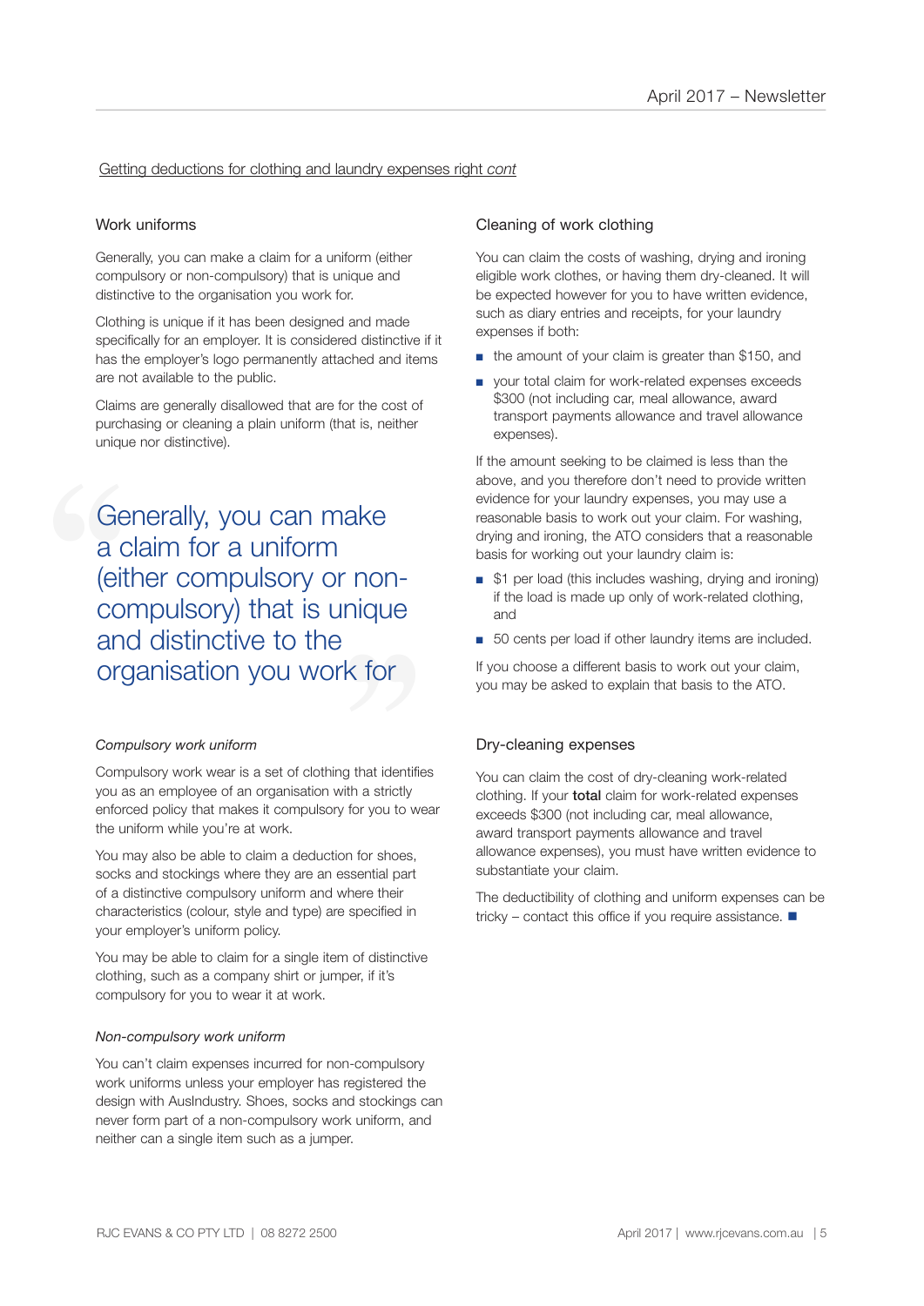Getting deductions for clothing and laundry expenses right *cont*

### Work uniforms

Generally, you can make a claim for a uniform (either compulsory or non-compulsory) that is unique and distinctive to the organisation you work for.

Clothing is unique if it has been designed and made specifically for an employer. It is considered distinctive if it has the employer's logo permanently attached and items are not available to the public.

Claims are generally disallowed that are for the cost of purchasing or cleaning a plain uniform (that is, neither unique nor distinctive).

> Generally, you can make a claim for a uniform (either compulsory or non-compulsory) that is unique and distinctive to the organisation you work for

*Compulsory work uniform*

Compulsory work wear is a set of clothing that identifies you as an employee of an organisation with a strictly enforced policy that makes it compulsory for you to wear the uniform while you're at work.

You may also be able to claim a deduction for shoes, socks and stockings where they are an essential part of a distinctive compulsory uniform and where their characteristics (colour, style and type) are specified in your employer's uniform policy.

You may be able to claim for a single item of distinctive clothing, such as a company shirt or jumper, if it's compulsory for you to wear it at work.

*Non-compulsory work uniform*

You can't claim expenses incurred for non-compulsory work uniforms unless your employer has registered the design with AusIndustry. Shoes, socks and stockings can never form part of a non-compulsory work uniform, and neither can a single item such as a jumper.

### Cleaning of work clothing

You can claim the costs of washing, drying and ironing eligible work clothes, or having them dry-cleaned. It will be expected however for you to have written evidence, such as diary entries and receipts, for your laundry expenses if both:

- the amount of your claim is greater than $150, and
- your total claim for work-related expenses exceeds $300 (not including car, meal allowance, award transport payments allowance and travel allowance expenses).

If the amount seeking to be claimed is less than the above, and you therefore don't need to provide written evidence for your laundry expenses, you may use a reasonable basis to work out your claim. For washing, drying and ironing, the ATO considers that a reasonable basis for working out your laundry claim is:

- $1 per load (this includes washing, drying and ironing) if the load is made up only of work-related clothing, and
- 50 cents per load if other laundry items are included.

If you choose a different basis to work out your claim, you may be asked to explain that basis to the ATO.

### Dry-cleaning expenses

You can claim the cost of dry-cleaning work-related clothing. If your **total** claim for work-related expenses exceeds $300 (not including car, meal allowance, award transport payments allowance and travel allowance expenses), you must have written evidence to substantiate your claim.

The deductibility of clothing and uniform expenses can be tricky – contact this office if you require assistance. ■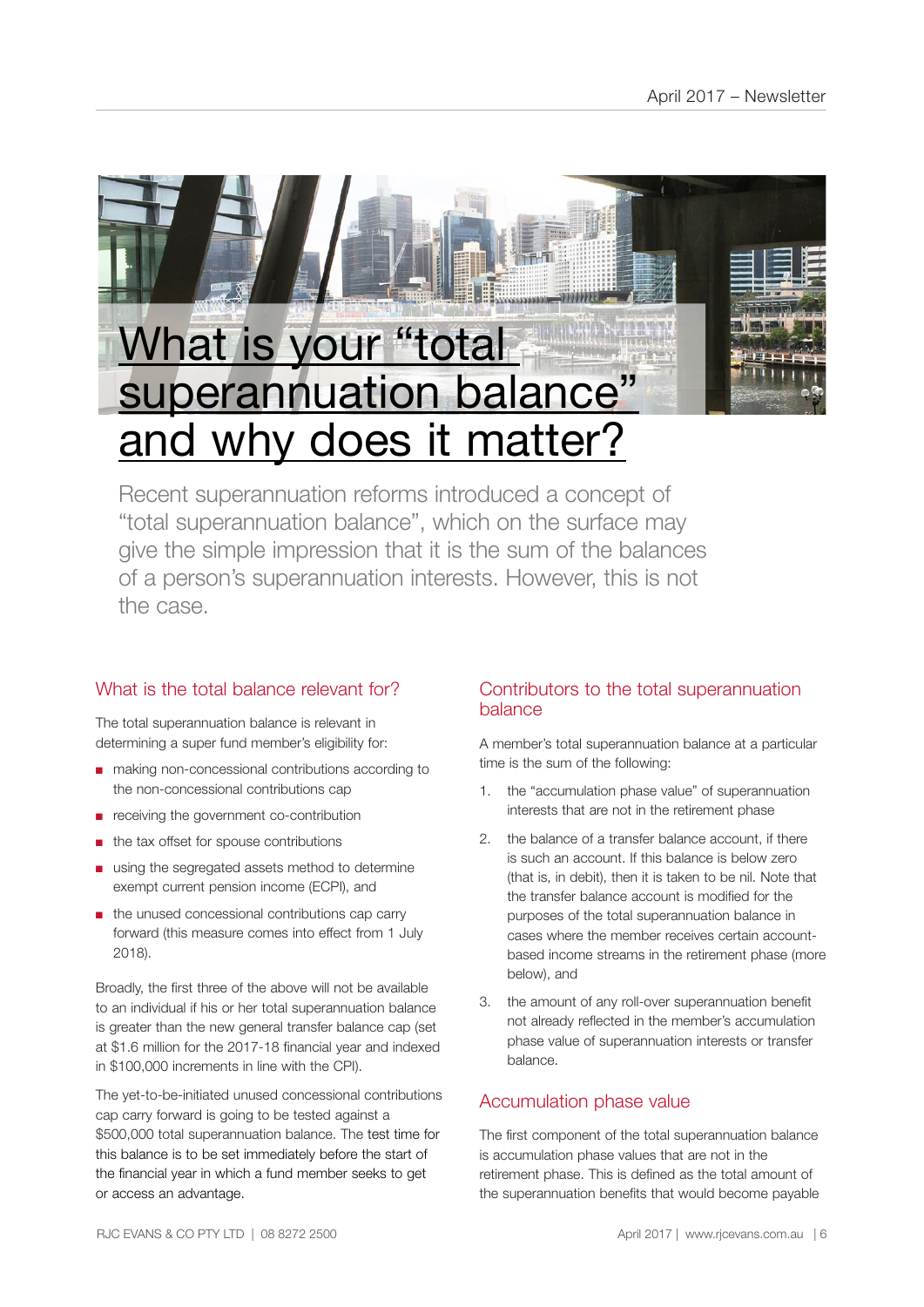# What is your "total superannuation balance" and why does it matter?

Recent superannuation reforms introduced a concept of "total superannuation balance", which on the surface may give the simple impression that it is the sum of the balances of a person's superannuation interests. However, this is not the case.

## What is the total balance relevant for?

The total superannuation balance is relevant in determining a super fund member's eligibility for:

- making non-concessional contributions according to the non-concessional contributions cap
- receiving the government co-contribution
- the tax offset for spouse contributions
- using the segregated assets method to determine exempt current pension income (ECPI), and
- the unused concessional contributions cap carry forward (this measure comes into effect from 1 July 2018).

Broadly, the first three of the above will not be available to an individual if his or her total superannuation balance is greater than the new general transfer balance cap (set at $1.6 million for the 2017-18 financial year and indexed in $100,000 increments in line with the CPI).

The yet-to-be-initiated unused concessional contributions cap carry forward is going to be tested against a $500,000 total superannuation balance. The test time for this balance is to be set immediately before the start of the financial year in which a fund member seeks to get or access an advantage.

## Contributors to the total superannuation balance

A member's total superannuation balance at a particular time is the sum of the following:

1. the "accumulation phase value" of superannuation interests that are not in the retirement phase
2. the balance of a transfer balance account, if there is such an account. If this balance is below zero (that is, in debit), then it is taken to be nil. Note that the transfer balance account is modified for the purposes of the total superannuation balance in cases where the member receives certain account-based income streams in the retirement phase (more below), and
3. the amount of any roll-over superannuation benefit not already reflected in the member's accumulation phase value of superannuation interests or transfer balance.

## Accumulation phase value

The first component of the total superannuation balance is accumulation phase values that are not in the retirement phase. This is defined as the total amount of the superannuation benefits that would become payable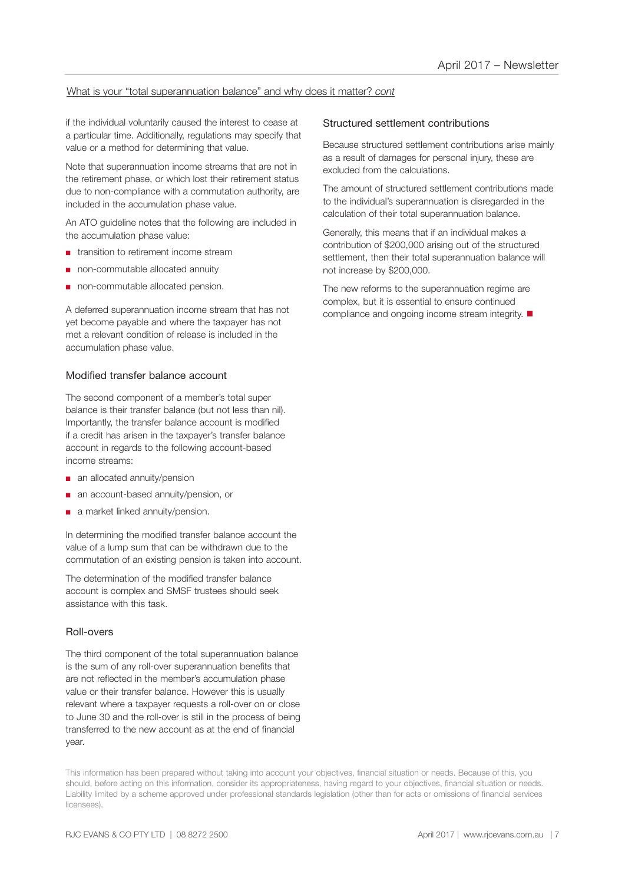What is your "total superannuation balance" and why does it matter? *cont*

if the individual voluntarily caused the interest to cease at a particular time. Additionally, regulations may specify that value or a method for determining that value.

Note that superannuation income streams that are not in the retirement phase, or which lost their retirement status due to non-compliance with a commutation authority, are included in the accumulation phase value.

An ATO guideline notes that the following are included in the accumulation phase value:

- transition to retirement income stream
- non-commutable allocated annuity
- non-commutable allocated pension.

A deferred superannuation income stream that has not yet become payable and where the taxpayer has not met a relevant condition of release is included in the accumulation phase value.

### Modified transfer balance account

The second component of a member's total super balance is their transfer balance (but not less than nil). Importantly, the transfer balance account is modified if a credit has arisen in the taxpayer's transfer balance account in regards to the following account-based income streams:

- an allocated annuity/pension
- an account-based annuity/pension, or
- a market linked annuity/pension.

In determining the modified transfer balance account the value of a lump sum that can be withdrawn due to the commutation of an existing pension is taken into account.

The determination of the modified transfer balance account is complex and SMSF trustees should seek assistance with this task.

### Roll-overs

The third component of the total superannuation balance is the sum of any roll-over superannuation benefits that are not reflected in the member's accumulation phase value or their transfer balance. However this is usually relevant where a taxpayer requests a roll-over on or close to June 30 and the roll-over is still in the process of being transferred to the new account as at the end of financial year.

### Structured settlement contributions

Because structured settlement contributions arise mainly as a result of damages for personal injury, these are excluded from the calculations.

The amount of structured settlement contributions made to the individual's superannuation is disregarded in the calculation of their total superannuation balance.

Generally, this means that if an individual makes a contribution of $200,000 arising out of the structured settlement, then their total superannuation balance will not increase by $200,000.

The new reforms to the superannuation regime are complex, but it is essential to ensure continued compliance and ongoing income stream integrity. ■

This information has been prepared without taking into account your objectives, financial situation or needs. Because of this, you should, before acting on this information, consider its appropriateness, having regard to your objectives, financial situation or needs. Liability limited by a scheme approved under professional standards legislation (other than for acts or omissions of financial services licensees).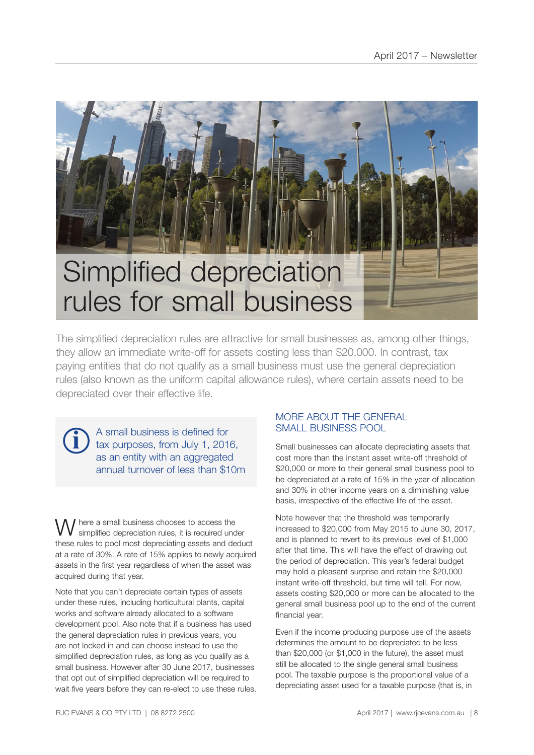# Simplified depreciation rules for small business

The simplified depreciation rules are attractive for small businesses as, among other things, they allow an immediate write-off for assets costing less than $20,000. In contrast, tax paying entities that do not qualify as a small business must use the general depreciation rules (also known as the uniform capital allowance rules), where certain assets need to be depreciated over their effective life.

> A small business is defined for tax purposes, from July 1, 2016, as an entity with an aggregated annual turnover of less than $10m

Where a small business chooses to access the simplified depreciation rules, it is required under these rules to pool most depreciating assets and deduct at a rate of 30%. A rate of 15% applies to newly acquired assets in the first year regardless of when the asset was acquired during that year.

Note that you can't depreciate certain types of assets under these rules, including horticultural plants, capital works and software already allocated to a software development pool. Also note that if a business has used the general depreciation rules in previous years, you are not locked in and can choose instead to use the simplified depreciation rules, as long as you qualify as a small business. However after 30 June 2017, businesses that opt out of simplified depreciation will be required to wait five years before they can re-elect to use these rules.

## MORE ABOUT THE GENERAL SMALL BUSINESS POOL

Small businesses can allocate depreciating assets that cost more than the instant asset write-off threshold of $20,000 or more to their general small business pool to be depreciated at a rate of 15% in the year of allocation and 30% in other income years on a diminishing value basis, irrespective of the effective life of the asset.

Note however that the threshold was temporarily increased to $20,000 from May 2015 to June 30, 2017, and is planned to revert to its previous level of $1,000 after that time. This will have the effect of drawing out the period of depreciation. This year's federal budget may hold a pleasant surprise and retain the $20,000 instant write-off threshold, but time will tell. For now, assets costing $20,000 or more can be allocated to the general small business pool up to the end of the current financial year.

Even if the income producing purpose use of the assets determines the amount to be depreciated to be less than $20,000 (or $1,000 in the future), the asset must still be allocated to the single general small business pool. The taxable purpose is the proportional value of a depreciating asset used for a taxable purpose (that is, in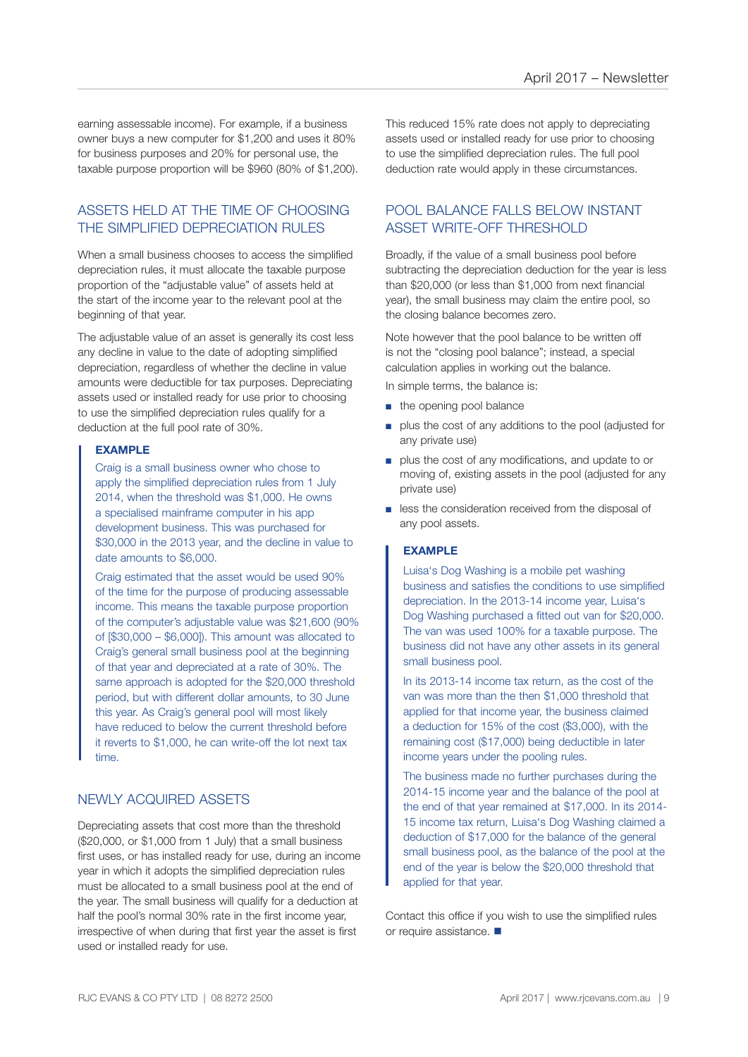earning assessable income). For example, if a business owner buys a new computer for $1,200 and uses it 80% for business purposes and 20% for personal use, the taxable purpose proportion will be $960 (80% of $1,200).

## ASSETS HELD AT THE TIME OF CHOOSING THE SIMPLIFIED DEPRECIATION RULES

When a small business chooses to access the simplified depreciation rules, it must allocate the taxable purpose proportion of the "adjustable value" of assets held at the start of the income year to the relevant pool at the beginning of that year.

The adjustable value of an asset is generally its cost less any decline in value to the date of adopting simplified depreciation, regardless of whether the decline in value amounts were deductible for tax purposes. Depreciating assets used or installed ready for use prior to choosing to use the simplified depreciation rules qualify for a deduction at the full pool rate of 30%.

**EXAMPLE**

Craig is a small business owner who chose to apply the simplified depreciation rules from 1 July 2014, when the threshold was $1,000. He owns a specialised mainframe computer in his app development business. This was purchased for $30,000 in the 2013 year, and the decline in value to date amounts to $6,000.

Craig estimated that the asset would be used 90% of the time for the purpose of producing assessable income. This means the taxable purpose proportion of the computer's adjustable value was $21,600 (90% of [$30,000 – $6,000]). This amount was allocated to Craig's general small business pool at the beginning of that year and depreciated at a rate of 30%. The same approach is adopted for the $20,000 threshold period, but with different dollar amounts, to 30 June this year. As Craig's general pool will most likely have reduced to below the current threshold before it reverts to $1,000, he can write-off the lot next tax time.

## NEWLY ACQUIRED ASSETS

Depreciating assets that cost more than the threshold ($20,000, or $1,000 from 1 July) that a small business first uses, or has installed ready for use, during an income year in which it adopts the simplified depreciation rules must be allocated to a small business pool at the end of the year. The small business will qualify for a deduction at half the pool's normal 30% rate in the first income year, irrespective of when during that first year the asset is first used or installed ready for use.

This reduced 15% rate does not apply to depreciating assets used or installed ready for use prior to choosing to use the simplified depreciation rules. The full pool deduction rate would apply in these circumstances.

## POOL BALANCE FALLS BELOW INSTANT ASSET WRITE-OFF THRESHOLD

Broadly, if the value of a small business pool before subtracting the depreciation deduction for the year is less than $20,000 (or less than $1,000 from next financial year), the small business may claim the entire pool, so the closing balance becomes zero.

Note however that the pool balance to be written off is not the "closing pool balance"; instead, a special calculation applies in working out the balance.

In simple terms, the balance is:

- the opening pool balance
- plus the cost of any additions to the pool (adjusted for any private use)
- plus the cost of any modifications, and update to or moving of, existing assets in the pool (adjusted for any private use)
- less the consideration received from the disposal of any pool assets.

**EXAMPLE**

Luisa's Dog Washing is a mobile pet washing business and satisfies the conditions to use simplified depreciation. In the 2013-14 income year, Luisa's Dog Washing purchased a fitted out van for $20,000. The van was used 100% for a taxable purpose. The business did not have any other assets in its general small business pool.

In its 2013-14 income tax return, as the cost of the van was more than the then $1,000 threshold that applied for that income year, the business claimed a deduction for 15% of the cost ($3,000), with the remaining cost ($17,000) being deductible in later income years under the pooling rules.

The business made no further purchases during the 2014-15 income year and the balance of the pool at the end of that year remained at $17,000. In its 2014-15 income tax return, Luisa's Dog Washing claimed a deduction of $17,000 for the balance of the general small business pool, as the balance of the pool at the end of the year is below the $20,000 threshold that applied for that year.

Contact this office if you wish to use the simplified rules or require assistance. ■